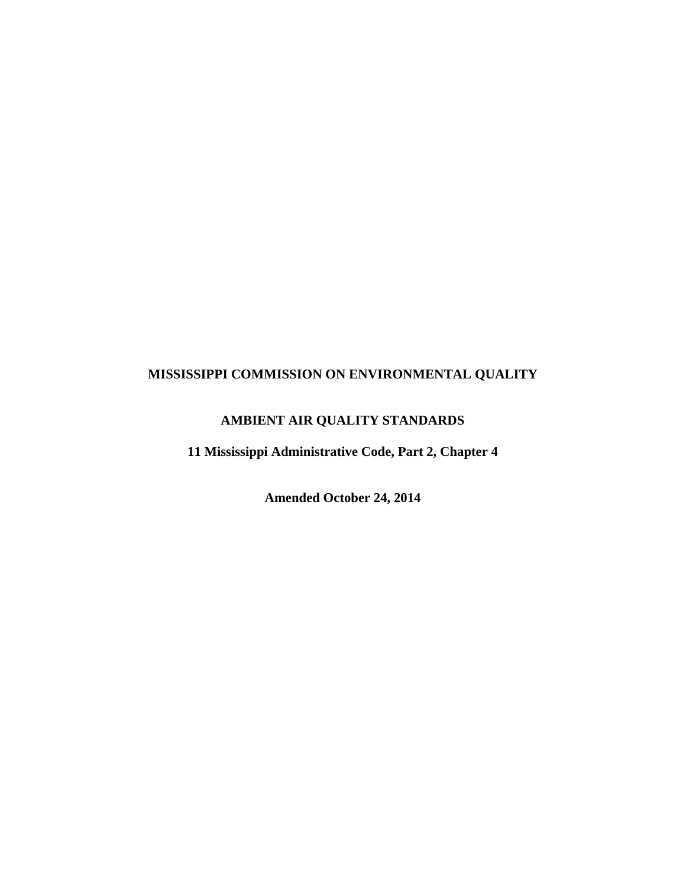# MISSISSIPPI COMMISSION ON ENVIRONMENTAL QUALITY

## AMBIENT AIR QUALITY STANDARDS

**11 Mississippi Administrative Code, Part 2, Chapter 4**

**Amended October 24, 2014**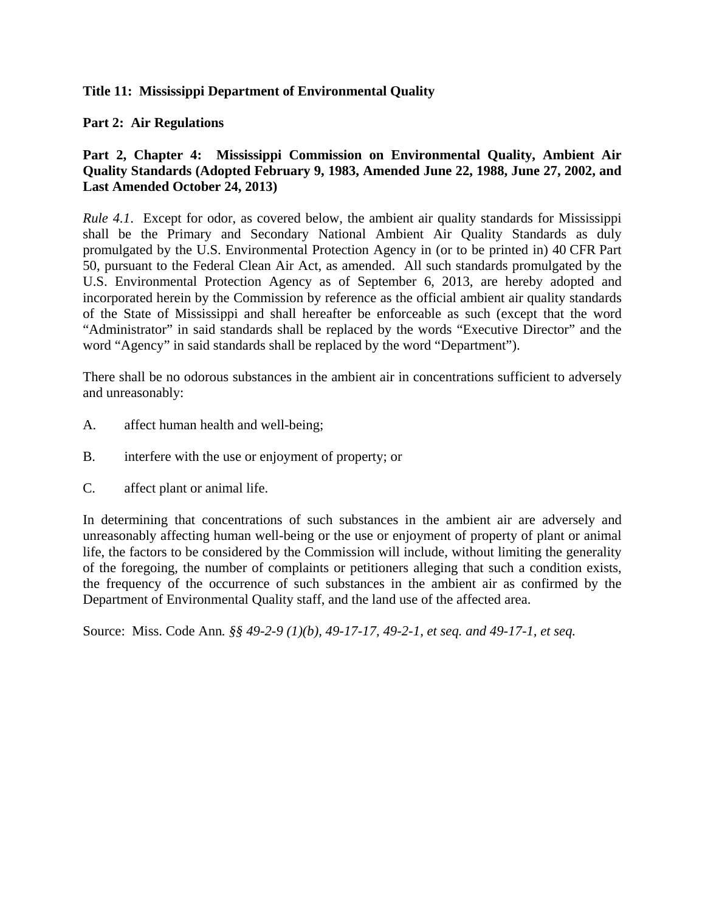**Title 11: Mississippi Department of Environmental Quality**

**Part 2: Air Regulations**

**Part 2, Chapter 4: Mississippi Commission on Environmental Quality, Ambient Air Quality Standards (Adopted February 9, 1983, Amended June 22, 1988, June 27, 2002, and Last Amended October 24, 2013)**

*Rule 4.1*. Except for odor, as covered below, the ambient air quality standards for Mississippi shall be the Primary and Secondary National Ambient Air Quality Standards as duly promulgated by the U.S. Environmental Protection Agency in (or to be printed in) 40 CFR Part 50, pursuant to the Federal Clean Air Act, as amended. All such standards promulgated by the U.S. Environmental Protection Agency as of September 6, 2013, are hereby adopted and incorporated herein by the Commission by reference as the official ambient air quality standards of the State of Mississippi and shall hereafter be enforceable as such (except that the word "Administrator" in said standards shall be replaced by the words "Executive Director" and the word "Agency" in said standards shall be replaced by the word "Department").

There shall be no odorous substances in the ambient air in concentrations sufficient to adversely and unreasonably:

A. affect human health and well-being;

B. interfere with the use or enjoyment of property; or

C. affect plant or animal life.

In determining that concentrations of such substances in the ambient air are adversely and unreasonably affecting human well-being or the use or enjoyment of property of plant or animal life, the factors to be considered by the Commission will include, without limiting the generality of the foregoing, the number of complaints or petitioners alleging that such a condition exists, the frequency of the occurrence of such substances in the ambient air as confirmed by the Department of Environmental Quality staff, and the land use of the affected area.

Source: Miss. Code Ann*. §§ 49-2-9 (1)(b), 49-17-17, 49-2-1, et seq. and 49-17-1, et seq.*